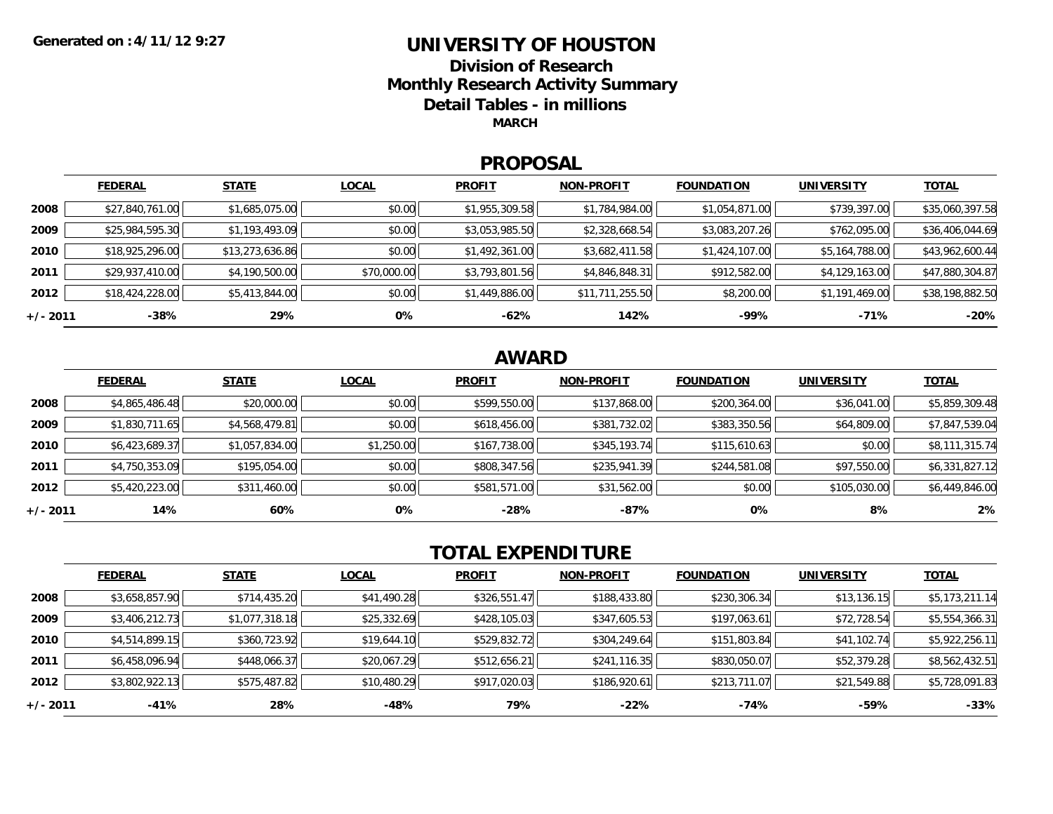**Generated on :4/11/12 9:27**

# UNIVERSITY OF HOUSTON

## Division of Research

## Monthly Research Activity Summary

## Detail Tables - in millions

**MARCH**

## PROPOSAL

| | FEDERAL | STATE | LOCAL | PROFIT | NON-PROFIT | FOUNDATION | UNIVERSITY | TOTAL |
|---|---|---|---|---|---|---|---|---|
| **2008** | $27,840,761.00 | $1,685,075.00 | $0.00 | $1,955,309.58 | $1,784,984.00 | $1,054,871.00 | $739,397.00 | $35,060,397.58 |
| **2009** | $25,984,595.30 | $1,193,493.09 | $0.00 | $3,053,985.50 | $2,328,668.54 | $3,083,207.26 | $762,095.00 | $36,406,044.69 |
| **2010** | $18,925,296.00 | $13,273,636.86 | $0.00 | $1,492,361.00 | $3,682,411.58 | $1,424,107.00 | $5,164,788.00 | $43,962,600.44 |
| **2011** | $29,937,410.00 | $4,190,500.00 | $70,000.00 | $3,793,801.56 | $4,846,848.31 | $912,582.00 | $4,129,163.00 | $47,880,304.87 |
| **2012** | $18,424,228.00 | $5,413,844.00 | $0.00 | $1,449,886.00 | $11,711,255.50 | $8,200.00 | $1,191,469.00 | $38,198,882.50 |
| **+/- 2011** | **-38%** | **29%** | **0%** | **-62%** | **142%** | **-99%** | **-71%** | **-20%** |

## AWARD

| | FEDERAL | STATE | LOCAL | PROFIT | NON-PROFIT | FOUNDATION | UNIVERSITY | TOTAL |
|---|---|---|---|---|---|---|---|---|
| **2008** | $4,865,486.48 | $20,000.00 | $0.00 | $599,550.00 | $137,868.00 | $200,364.00 | $36,041.00 | $5,859,309.48 |
| **2009** | $1,830,711.65 | $4,568,479.81 | $0.00 | $618,456.00 | $381,732.02 | $383,350.56 | $64,809.00 | $7,847,539.04 |
| **2010** | $6,423,689.37 | $1,057,834.00 | $1,250.00 | $167,738.00 | $345,193.74 | $115,610.63 | $0.00 | $8,111,315.74 |
| **2011** | $4,750,353.09 | $195,054.00 | $0.00 | $808,347.56 | $235,941.39 | $244,581.08 | $97,550.00 | $6,331,827.12 |
| **2012** | $5,420,223.00 | $311,460.00 | $0.00 | $581,571.00 | $31,562.00 | $0.00 | $105,030.00 | $6,449,846.00 |
| **+/- 2011** | **14%** | **60%** | **0%** | **-28%** | **-87%** | **0%** | **8%** | **2%** |

## TOTAL EXPENDITURE

| | FEDERAL | STATE | LOCAL | PROFIT | NON-PROFIT | FOUNDATION | UNIVERSITY | TOTAL |
|---|---|---|---|---|---|---|---|---|
| **2008** | $3,658,857.90 | $714,435.20 | $41,490.28 | $326,551.47 | $188,433.80 | $230,306.34 | $13,136.15 | $5,173,211.14 |
| **2009** | $3,406,212.73 | $1,077,318.18 | $25,332.69 | $428,105.03 | $347,605.53 | $197,063.61 | $72,728.54 | $5,554,366.31 |
| **2010** | $4,514,899.15 | $360,723.92 | $19,644.10 | $529,832.72 | $304,249.64 | $151,803.84 | $41,102.74 | $5,922,256.11 |
| **2011** | $6,458,096.94 | $448,066.37 | $20,067.29 | $512,656.21 | $241,116.35 | $830,050.07 | $52,379.28 | $8,562,432.51 |
| **2012** | $3,802,922.13 | $575,487.82 | $10,480.29 | $917,020.03 | $186,920.61 | $213,711.07 | $21,549.88 | $5,728,091.83 |
| **+/- 2011** | **-41%** | **28%** | **-48%** | **79%** | **-22%** | **-74%** | **-59%** | **-33%** |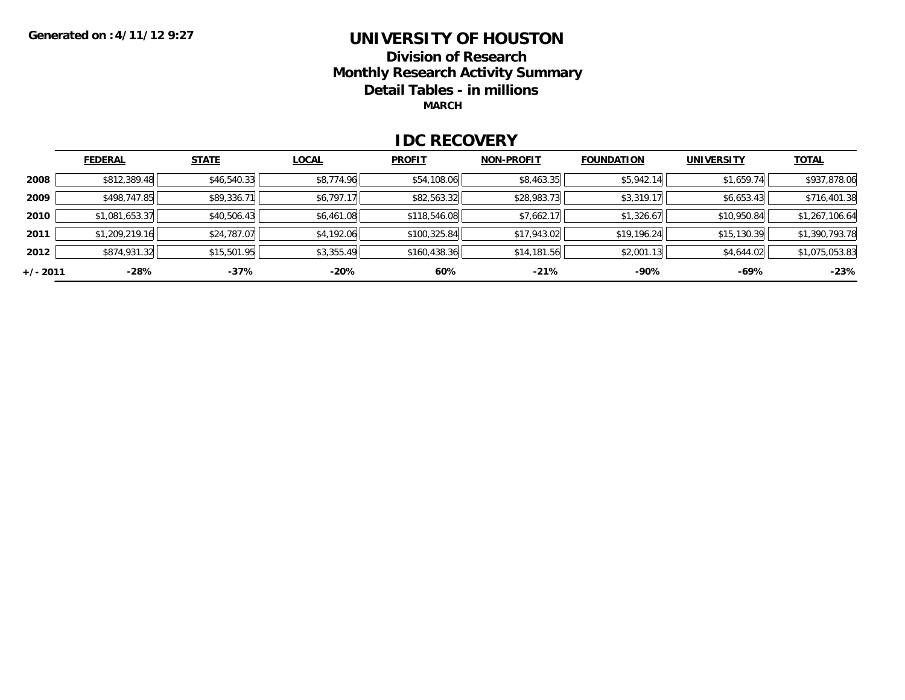Generated on :4/11/12 9:27

# UNIVERSITY OF HOUSTON

## Division of Research

## Monthly Research Activity Summary

## Detail Tables - in millions

**MARCH**

## IDC RECOVERY

| | FEDERAL | STATE | LOCAL | PROFIT | NON-PROFIT | FOUNDATION | UNIVERSITY | TOTAL |
|---|---|---|---|---|---|---|---|---|
| **2008** | $812,389.48 | $46,540.33 | $8,774.96 | $54,108.06 | $8,463.35 | $5,942.14 | $1,659.74 | $937,878.06 |
| **2009** | $498,747.85 | $89,336.71 | $6,797.17 | $82,563.32 | $28,983.73 | $3,319.17 | $6,653.43 | $716,401.38 |
| **2010** | $1,081,653.37 | $40,506.43 | $6,461.08 | $118,546.08 | $7,662.17 | $1,326.67 | $10,950.84 | $1,267,106.64 |
| **2011** | $1,209,219.16 | $24,787.07 | $4,192.06 | $100,325.84 | $17,943.02 | $19,196.24 | $15,130.39 | $1,390,793.78 |
| **2012** | $874,931.32 | $15,501.95 | $3,355.49 | $160,438.36 | $14,181.56 | $2,001.13 | $4,644.02 | $1,075,053.83 |
| **+/- 2011** | **-28%** | **-37%** | **-20%** | **60%** | **-21%** | **-90%** | **-69%** | **-23%** |